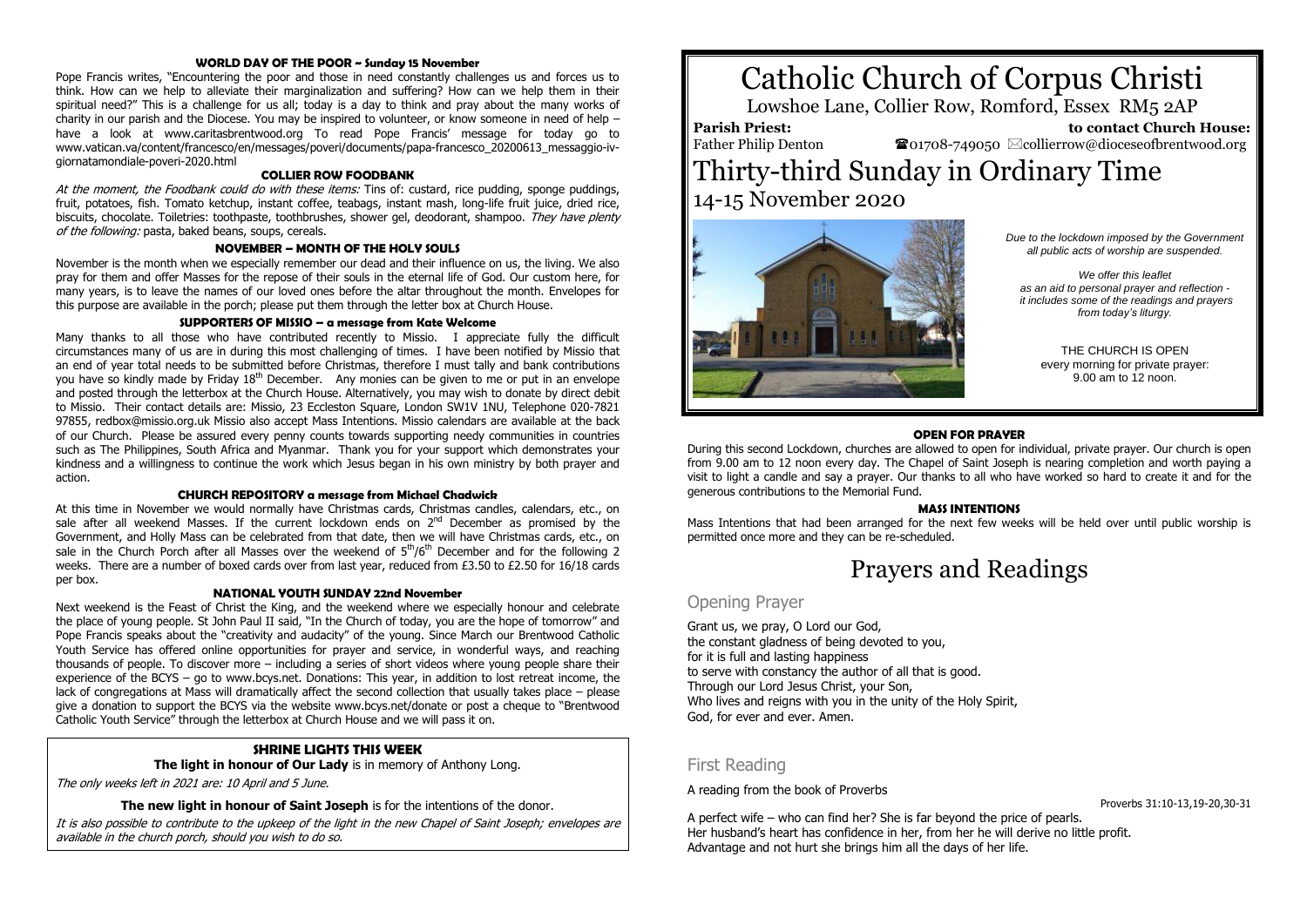# Catholic Church of Corpus Christi

Lowshoe Lane, Collier Row, Romford, Essex RM5 2AP

**Parish Priest:** Father Philip Denton

**to contact Church House:** ☎01708-749050 ✉collierrow@dioceseofbrentwood.org

# Thirty-third Sunday in Ordinary Time

14-15 November 2020

*Due to the lockdown imposed by the Government all public acts of worship are suspended.*

*We offer this leaflet as an aid to personal prayer and reflection - it includes some of the readings and prayers from today's liturgy.*

THE CHURCH IS OPEN every morning for private prayer: 9.00 am to 12 noon.

### OPEN FOR PRAYER

During this second Lockdown, churches are allowed to open for individual, private prayer. Our church is open from 9.00 am to 12 noon every day. The Chapel of Saint Joseph is nearing completion and worth paying a visit to light a candle and say a prayer. Our thanks to all who have worked so hard to create it and for the generous contributions to the Memorial Fund.

### MASS INTENTIONS

Mass Intentions that had been arranged for the next few weeks will be held over until public worship is permitted once more and they can be re-scheduled.

# Prayers and Readings

## Opening Prayer

Grant us, we pray, O Lord our God,
the constant gladness of being devoted to you,
for it is full and lasting happiness
to serve with constancy the author of all that is good.
Through our Lord Jesus Christ, your Son,
Who lives and reigns with you in the unity of the Holy Spirit,
God, for ever and ever. Amen.

## First Reading

A reading from the book of Proverbs

Proverbs 31:10-13,19-20,30-31

A perfect wife – who can find her? She is far beyond the price of pearls.
Her husband's heart has confidence in her, from her he will derive no little profit.
Advantage and not hurt she brings him all the days of her life.

### WORLD DAY OF THE POOR ~ Sunday 15 November

Pope Francis writes, "Encountering the poor and those in need constantly challenges us and forces us to think. How can we help to alleviate their marginalization and suffering? How can we help them in their spiritual need?" This is a challenge for us all; today is a day to think and pray about the many works of charity in our parish and the Diocese. You may be inspired to volunteer, or know someone in need of help – have a look at www.caritasbrentwood.org To read Pope Francis' message for today go to www.vatican.va/content/francesco/en/messages/poveri/documents/papa-francesco_20200613_messaggio-iv-giornatamondiale-poveri-2020.html

### COLLIER ROW FOODBANK

*At the moment, the Foodbank could do with these items:* Tins of: custard, rice pudding, sponge puddings, fruit, potatoes, fish. Tomato ketchup, instant coffee, teabags, instant mash, long-life fruit juice, dried rice, biscuits, chocolate. Toiletries: toothpaste, toothbrushes, shower gel, deodorant, shampoo. *They have plenty of the following:* pasta, baked beans, soups, cereals.

### NOVEMBER – MONTH OF THE HOLY SOULS

November is the month when we especially remember our dead and their influence on us, the living. We also pray for them and offer Masses for the repose of their souls in the eternal life of God. Our custom here, for many years, is to leave the names of our loved ones before the altar throughout the month. Envelopes for this purpose are available in the porch; please put them through the letter box at Church House.

### SUPPORTERS OF MISSIO – a message from Kate Welcome

Many thanks to all those who have contributed recently to Missio. I appreciate fully the difficult circumstances many of us are in during this most challenging of times. I have been notified by Missio that an end of year total needs to be submitted before Christmas, therefore I must tally and bank contributions you have so kindly made by Friday 18th December. Any monies can be given to me or put in an envelope and posted through the letterbox at the Church House. Alternatively, you may wish to donate by direct debit to Missio. Their contact details are: Missio, 23 Eccleston Square, London SW1V 1NU, Telephone 020-7821 97855, redbox@missio.org.uk Missio also accept Mass Intentions. Missio calendars are available at the back of our Church. Please be assured every penny counts towards supporting needy communities in countries such as The Philippines, South Africa and Myanmar. Thank you for your support which demonstrates your kindness and a willingness to continue the work which Jesus began in his own ministry by both prayer and action.

### CHURCH REPOSITORY a message from Michael Chadwick

At this time in November we would normally have Christmas cards, Christmas candles, calendars, etc., on sale after all weekend Masses. If the current lockdown ends on 2nd December as promised by the Government, and Holly Mass can be celebrated from that date, then we will have Christmas cards, etc., on sale in the Church Porch after all Masses over the weekend of 5th/6th December and for the following 2 weeks. There are a number of boxed cards over from last year, reduced from £3.50 to £2.50 for 16/18 cards per box.

### NATIONAL YOUTH SUNDAY 22nd November

Next weekend is the Feast of Christ the King, and the weekend where we especially honour and celebrate the place of young people. St John Paul II said, "In the Church of today, you are the hope of tomorrow" and Pope Francis speaks about the "creativity and audacity" of the young. Since March our Brentwood Catholic Youth Service has offered online opportunities for prayer and service, in wonderful ways, and reaching thousands of people. To discover more – including a series of short videos where young people share their experience of the BCYS – go to www.bcys.net. Donations: This year, in addition to lost retreat income, the lack of congregations at Mass will dramatically affect the second collection that usually takes place – please give a donation to support the BCYS via the website www.bcys.net/donate or post a cheque to "Brentwood Catholic Youth Service" through the letterbox at Church House and we will pass it on.

### SHRINE LIGHTS THIS WEEK

**The light in honour of Our Lady** is in memory of Anthony Long.

*The only weeks left in 2021 are: 10 April and 5 June.*

**The new light in honour of Saint Joseph** is for the intentions of the donor.

*It is also possible to contribute to the upkeep of the light in the new Chapel of Saint Joseph; envelopes are available in the church porch, should you wish to do so.*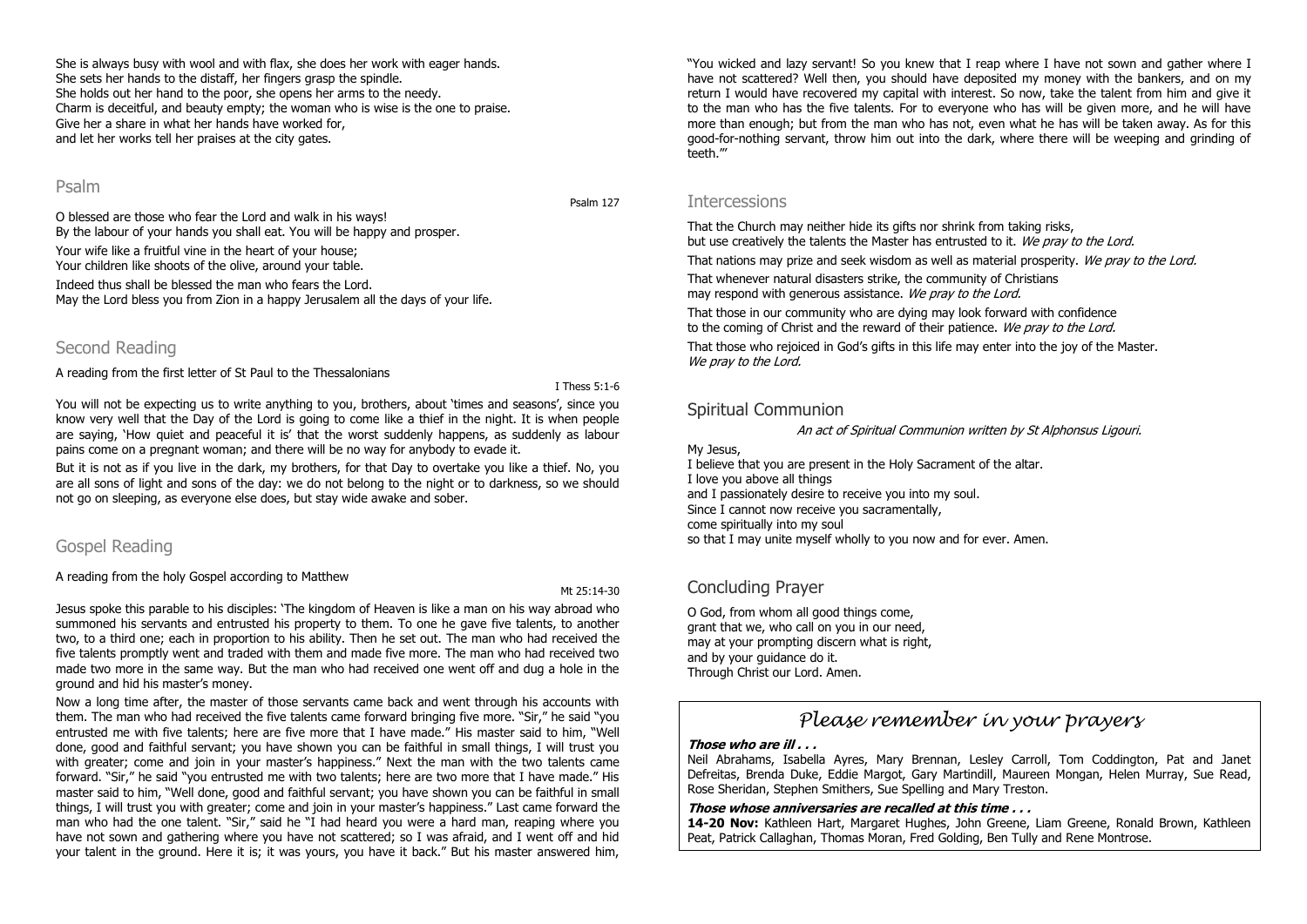She is always busy with wool and with flax, she does her work with eager hands.
She sets her hands to the distaff, her fingers grasp the spindle.
She holds out her hand to the poor, she opens her arms to the needy.
Charm is deceitful, and beauty empty; the woman who is wise is the one to praise.
Give her a share in what her hands have worked for,
and let her works tell her praises at the city gates.

## Psalm

Psalm 127

O blessed are those who fear the Lord and walk in his ways!
By the labour of your hands you shall eat. You will be happy and prosper.

Your wife like a fruitful vine in the heart of your house;
Your children like shoots of the olive, around your table.

Indeed thus shall be blessed the man who fears the Lord.
May the Lord bless you from Zion in a happy Jerusalem all the days of your life.

## Second Reading

A reading from the first letter of St Paul to the Thessalonians

I Thess 5:1-6

You will not be expecting us to write anything to you, brothers, about 'times and seasons', since you know very well that the Day of the Lord is going to come like a thief in the night. It is when people are saying, 'How quiet and peaceful it is' that the worst suddenly happens, as suddenly as labour pains come on a pregnant woman; and there will be no way for anybody to evade it.

But it is not as if you live in the dark, my brothers, for that Day to overtake you like a thief. No, you are all sons of light and sons of the day: we do not belong to the night or to darkness, so we should not go on sleeping, as everyone else does, but stay wide awake and sober.

## Gospel Reading

A reading from the holy Gospel according to Matthew

Mt 25:14-30

Jesus spoke this parable to his disciples: 'The kingdom of Heaven is like a man on his way abroad who summoned his servants and entrusted his property to them. To one he gave five talents, to another two, to a third one; each in proportion to his ability. Then he set out. The man who had received the five talents promptly went and traded with them and made five more. The man who had received two made two more in the same way. But the man who had received one went off and dug a hole in the ground and hid his master's money.

Now a long time after, the master of those servants came back and went through his accounts with them. The man who had received the five talents came forward bringing five more. "Sir," he said "you entrusted me with five talents; here are five more that I have made." His master said to him, "Well done, good and faithful servant; you have shown you can be faithful in small things, I will trust you with greater; come and join in your master's happiness." Next the man with the two talents came forward. "Sir," he said "you entrusted me with two talents; here are two more that I have made." His master said to him, "Well done, good and faithful servant; you have shown you can be faithful in small things, I will trust you with greater; come and join in your master's happiness." Last came forward the man who had the one talent. "Sir," said he "I had heard you were a hard man, reaping where you have not sown and gathering where you have not scattered; so I was afraid, and I went off and hid your talent in the ground. Here it is; it was yours, you have it back." But his master answered him, "You wicked and lazy servant! So you knew that I reap where I have not sown and gather where I have not scattered? Well then, you should have deposited my money with the bankers, and on my return I would have recovered my capital with interest. So now, take the talent from him and give it to the man who has the five talents. For to everyone who has will be given more, and he will have more than enough; but from the man who has not, even what he has will be taken away. As for this good-for-nothing servant, throw him out into the dark, where there will be weeping and grinding of teeth."'

## Intercessions

That the Church may neither hide its gifts nor shrink from taking risks,
but use creatively the talents the Master has entrusted to it. *We pray to the Lord.*

That nations may prize and seek wisdom as well as material prosperity. *We pray to the Lord.*

That whenever natural disasters strike, the community of Christians
may respond with generous assistance. *We pray to the Lord.*

That those in our community who are dying may look forward with confidence
to the coming of Christ and the reward of their patience. *We pray to the Lord.*

That those who rejoiced in God's gifts in this life may enter into the joy of the Master.
*We pray to the Lord.*

## Spiritual Communion

*An act of Spiritual Communion written by St Alphonsus Ligouri.*

My Jesus,
I believe that you are present in the Holy Sacrament of the altar.
I love you above all things
and I passionately desire to receive you into my soul.
Since I cannot now receive you sacramentally,
come spiritually into my soul
so that I may unite myself wholly to you now and for ever. Amen.

## Concluding Prayer

O God, from whom all good things come,
grant that we, who call on you in our need,
may at your prompting discern what is right,
and by your guidance do it.
Through Christ our Lord. Amen.

## *Please remember in your prayers*

***Those who are ill . . .***

Neil Abrahams, Isabella Ayres, Mary Brennan, Lesley Carroll, Tom Coddington, Pat and Janet Defreitas, Brenda Duke, Eddie Margot, Gary Martindill, Maureen Mongan, Helen Murray, Sue Read, Rose Sheridan, Stephen Smithers, Sue Spelling and Mary Treston.

***Those whose anniversaries are recalled at this time . . .***

**14-20 Nov:** Kathleen Hart, Margaret Hughes, John Greene, Liam Greene, Ronald Brown, Kathleen Peat, Patrick Callaghan, Thomas Moran, Fred Golding, Ben Tully and Rene Montrose.